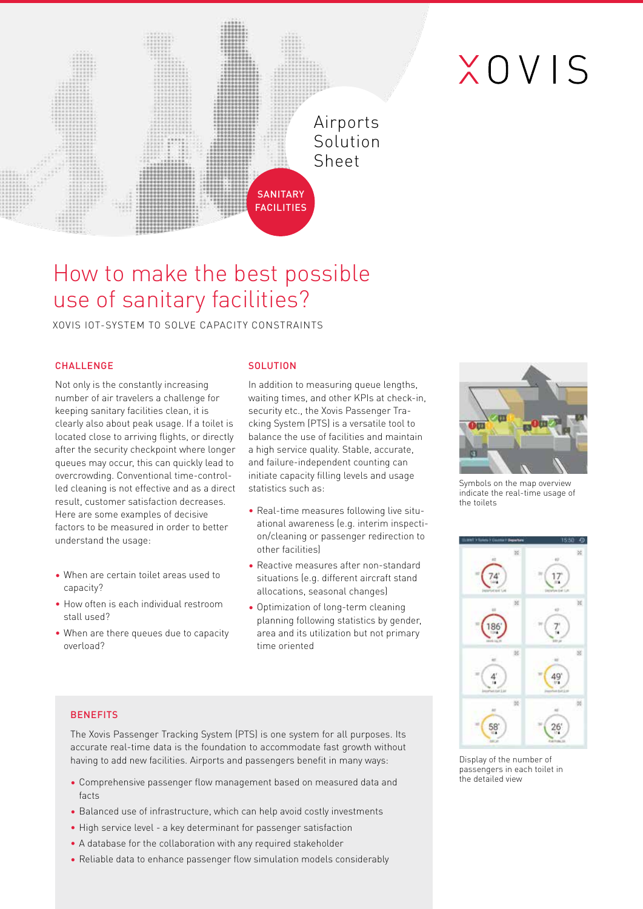XOVIS

Airports Solution Sheet

SANITARY FACILITIES

# How to make the best possible use of sanitary facilities?

XOVIS IOT-SYSTEM TO SOLVE CAPACITY CONSTRAINTS

## CHALLENGE

Not only is the constantly increasing number of air travelers a challenge for keeping sanitary facilities clean, it is clearly also about peak usage. If a toilet is located close to arriving flights, or directly after the security checkpoint where longer queues may occur, this can quickly lead to overcrowding. Conventional time-controlled cleaning is not effective and as a direct result, customer satisfaction decreases. Here are some examples of decisive factors to be measured in order to better understand the usage:

- When are certain toilet areas used to capacity?
- How often is each individual restroom stall used?
- When are there queues due to capacity overload?

## SOLUTION

In addition to measuring queue lengths, waiting times, and other KPIs at check-in, security etc., the Xovis Passenger Tracking System (PTS) is a versatile tool to balance the use of facilities and maintain a high service quality. Stable, accurate, and failure-independent counting can initiate capacity filling levels and usage statistics such as:

- Real-time measures following live situational awareness (e.g. interim inspection/cleaning or passenger redirection to other facilities)
- Reactive measures after non-standard situations (e.g. different aircraft stand allocations, seasonal changes)
- Optimization of long-term cleaning planning following statistics by gender, area and its utilization but not primary time oriented

Symbols on the map overview indicate the real-time usage of the toilets

Display of the number of passengers in each toilet in the detailed view

## BENEFITS

The Xovis Passenger Tracking System (PTS) is one system for all purposes. Its accurate real-time data is the foundation to accommodate fast growth without having to add new facilities. Airports and passengers benefit in many ways:

- Comprehensive passenger flow management based on measured data and facts
- Balanced use of infrastructure, which can help avoid costly investments
- High service level - a key determinant for passenger satisfaction
- A database for the collaboration with any required stakeholder
- Reliable data to enhance passenger flow simulation models considerably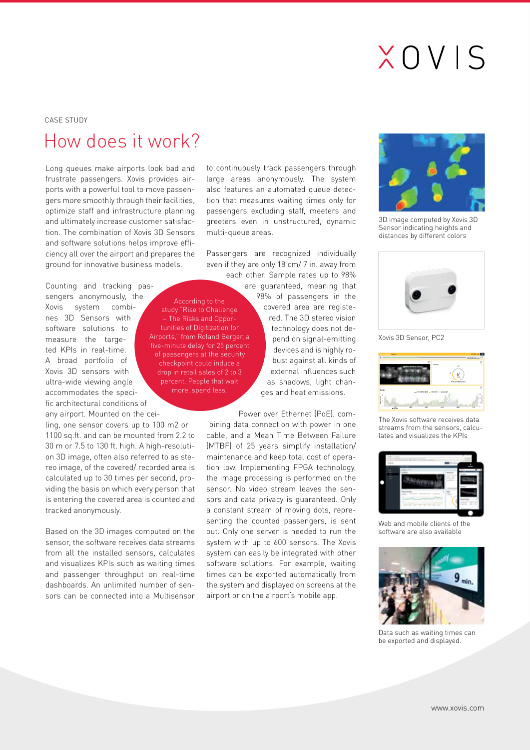XOVIS

CASE STUDY

# How does it work?

Long queues make airports look bad and frustrate passengers. Xovis provides airports with a powerful tool to move passengers more smoothly through their facilities, optimize staff and infrastructure planning and ultimately increase customer satisfaction. The combination of Xovis 3D Sensors and software solutions helps improve efficiency all over the airport and prepares the ground for innovative business models.

Counting and tracking passengers anonymously, the Xovis system combines 3D Sensors with software solutions to measure the targeted KPIs in real-time. A broad portfolio of Xovis 3D sensors with ultra-wide viewing angle accommodates the specific architectural conditions of any airport. Mounted on the ceiling, one sensor covers up to 100 m2 or 1100 sq.ft. and can be mounted from 2.2 to 30 m or 7.5 to 130 ft. high. A high-resolution 3D image, often also referred to as stereo image, of the covered/ recorded area is calculated up to 30 times per second, providing the basis on which every person that is entering the covered area is counted and tracked anonymously.

Based on the 3D images computed on the sensor, the software receives data streams from all the installed sensors, calculates and visualizes KPIs such as waiting times and passenger throughput on real-time dashboards. An unlimited number of sensors can be connected into a Multisensor to continuously track passengers through large areas anonymously. The system also features an automated queue detection that measures waiting times only for passengers excluding staff, meeters and greeters even in unstructured, dynamic multi-queue areas.

Passengers are recognized individually even if they are only 18 cm/ 7 in. away from each other. Sample rates up to 98% are guaranteed, meaning that 98% of passengers in the covered area are registered. The 3D stereo vision technology does not depend on signal-emitting devices and is highly robust against all kinds of external influences such as shadows, light changes and heat emissions.

According to the study "Rise to Challenge – The Risks and Opportunities of Digitization for Airports," from Roland Berger, a five-minute delay for 25 percent of passengers at the security checkpoint could induce a drop in retail sales of 2 to 3 percent. People that wait more, spend less.

Power over Ethernet (PoE), combining data connection with power in one cable, and a Mean Time Between Failure (MTBF) of 25 years simplify installation/ maintenance and keep total cost of operation low. Implementing FPGA technology, the image processing is performed on the sensor. No video stream leaves the sensors and data privacy is guaranteed. Only a constant stream of moving dots, representing the counted passengers, is sent out. Only one server is needed to run the system with up to 600 sensors. The Xovis system can easily be integrated with other software solutions. For example, waiting times can be exported automatically from the system and displayed on screens at the airport or on the airport's mobile app.

3D image computed by Xovis 3D Sensor indicating heights and distances by different colors

Xovis 3D Sensor, PC2

The Xovis software receives data streams from the sensors, calculates and visualizes the KPIs

Web and mobile clients of the software are also available

Data such as waiting times can be exported and displayed.

www.xovis.com